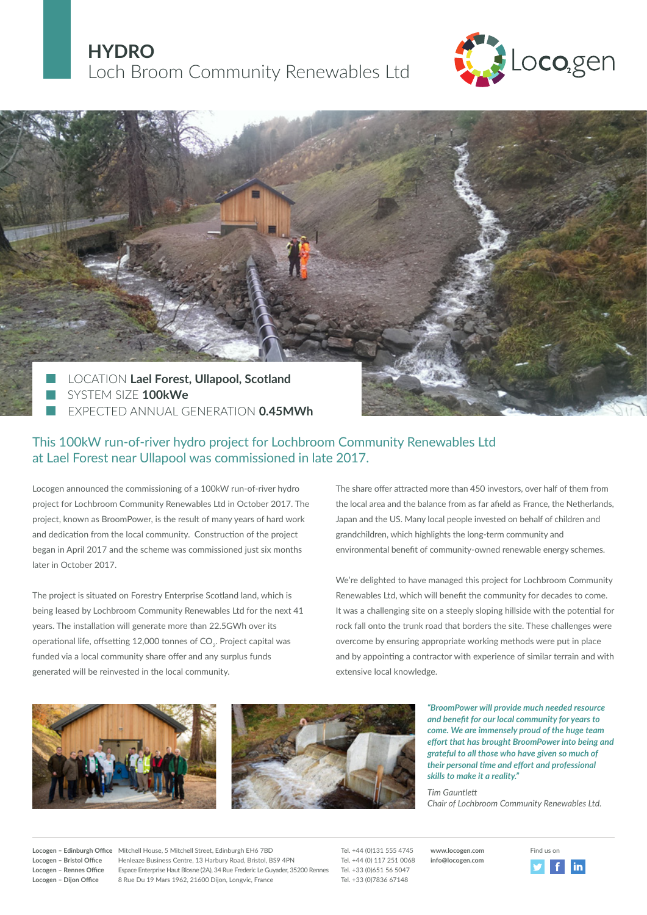# HYDRO

## Loch Broom Community Renewables Ltd

Locogen

- LOCATION **Lael Forest, Ullapool, Scotland**
- SYSTEM SIZE **100kWe**
- EXPECTED ANNUAL GENERATION **0.45MWh**

## This 100kW run-of-river hydro project for Lochbroom Community Renewables Ltd at Lael Forest near Ullapool was commissioned in late 2017.

Locogen announced the commissioning of a 100kW run-of-river hydro project for Lochbroom Community Renewables Ltd in October 2017. The project, known as BroomPower, is the result of many years of hard work and dedication from the local community. Construction of the project began in April 2017 and the scheme was commissioned just six months later in October 2017.

The project is situated on Forestry Enterprise Scotland land, which is being leased by Lochbroom Community Renewables Ltd for the next 41 years. The installation will generate more than 22.5GWh over its operational life, offsetting 12,000 tonnes of $CO_2$. Project capital was funded via a local community share offer and any surplus funds generated will be reinvested in the local community.

The share offer attracted more than 450 investors, over half of them from the local area and the balance from as far afield as France, the Netherlands, Japan and the US. Many local people invested on behalf of children and grandchildren, which highlights the long-term community and environmental benefit of community-owned renewable energy schemes.

We're delighted to have managed this project for Lochbroom Community Renewables Ltd, which will benefit the community for decades to come. It was a challenging site on a steeply sloping hillside with the potential for rock fall onto the trunk road that borders the site. These challenges were overcome by ensuring appropriate working methods were put in place and by appointing a contractor with experience of similar terrain and with extensive local knowledge.

*"BroomPower will provide much needed resource and benefit for our local community for years to come. We are immensely proud of the huge team effort that has brought BroomPower into being and grateful to all those who have given so much of their personal time and effort and professional skills to make it a reality."*

*Tim Gauntlett*
*Chair of Lochbroom Community Renewables Ltd.*

**Locogen – Edinburgh Office** Mitchell House, 5 Mitchell Street, Edinburgh EH6 7BD — Tel. +44 (0)131 555 4745
**Locogen – Bristol Office** Henleaze Business Centre, 13 Harbury Road, Bristol, BS9 4PN — Tel. +44 (0) 117 251 0068
**Locogen – Rennes Office** Espace Enterprise Haut Blosne (2A), 34 Rue Frederic Le Guyader, 35200 Rennes — Tel. +33 (0)651 56 5047
**Locogen – Dijon Office** 8 Rue Du 19 Mars 1962, 21600 Dijon, Longvic, France — Tel. +33 (0)7836 67148

**www.locogen.com**
**info@locogen.com**

Find us on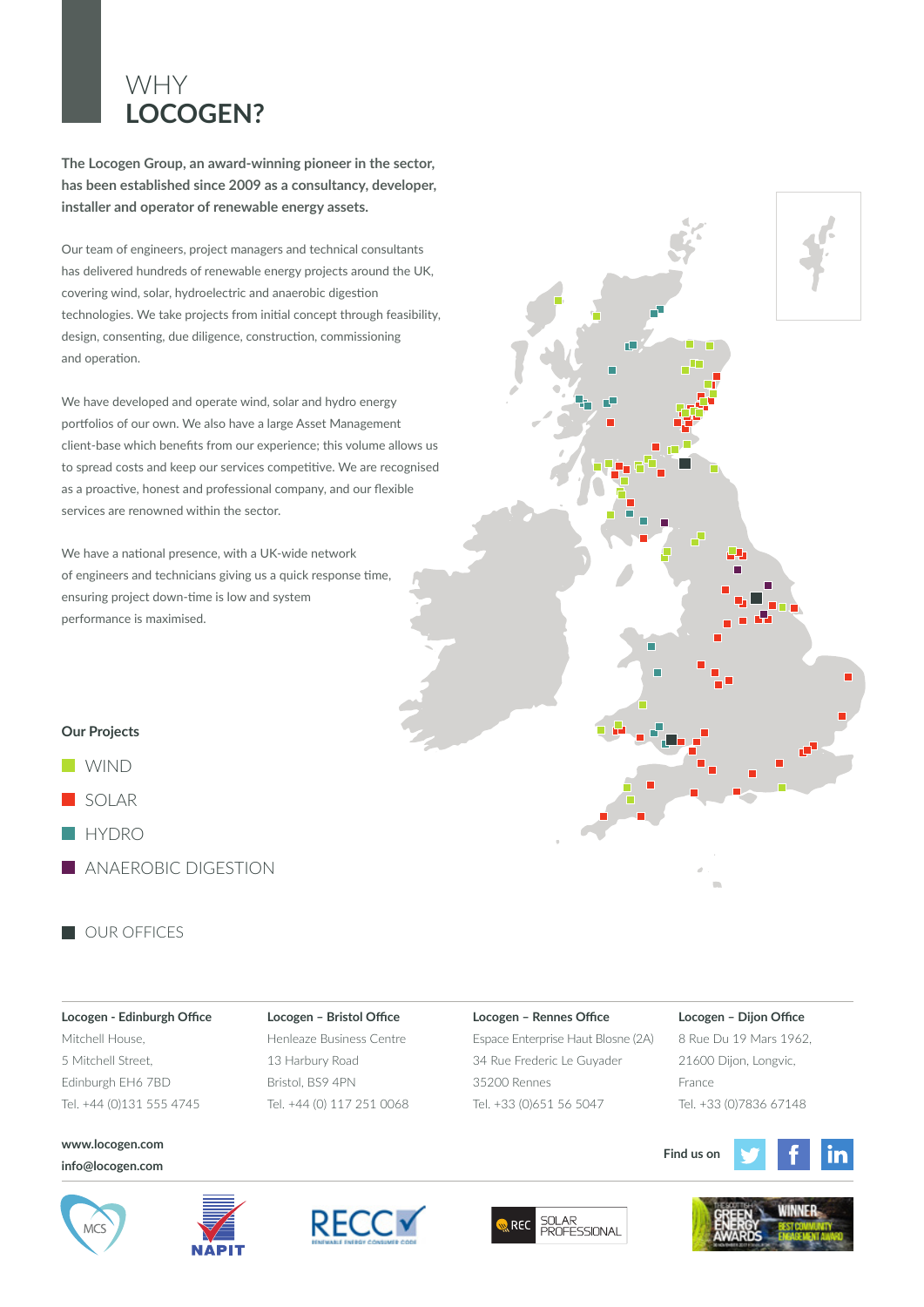# WHY **LOCOGEN?**

**The Locogen Group, an award-winning pioneer in the sector, has been established since 2009 as a consultancy, developer, installer and operator of renewable energy assets.**

Our team of engineers, project managers and technical consultants has delivered hundreds of renewable energy projects around the UK, covering wind, solar, hydroelectric and anaerobic digestion technologies. We take projects from initial concept through feasibility, design, consenting, due diligence, construction, commissioning and operation.

We have developed and operate wind, solar and hydro energy portfolios of our own. We also have a large Asset Management client-base which benefits from our experience; this volume allows us to spread costs and keep our services competitive. We are recognised as a proactive, honest and professional company, and our flexible services are renowned within the sector.

We have a national presence, with a UK-wide network of engineers and technicians giving us a quick response time, ensuring project down-time is low and system performance is maximised.

**Our Projects**

- WIND
- SOLAR
- HYDRO
- ANAEROBIC DIGESTION

- OUR OFFICES

**Locogen - Edinburgh Office**
Mitchell House,
5 Mitchell Street,
Edinburgh EH6 7BD
Tel. +44 (0)131 555 4745

**Locogen – Bristol Office**
Henleaze Business Centre
13 Harbury Road
Bristol, BS9 4PN
Tel. +44 (0) 117 251 0068

**Locogen – Rennes Office**
Espace Enterprise Haut Blosne (2A)
34 Rue Frederic Le Guyader
35200 Rennes
Tel. +33 (0)651 56 5047

**Locogen – Dijon Office**
8 Rue Du 19 Mars 1962,
21600 Dijon, Longvic,
France
Tel. +33 (0)7836 67148

**www.locogen.com**
**info@locogen.com**

**Find us on**